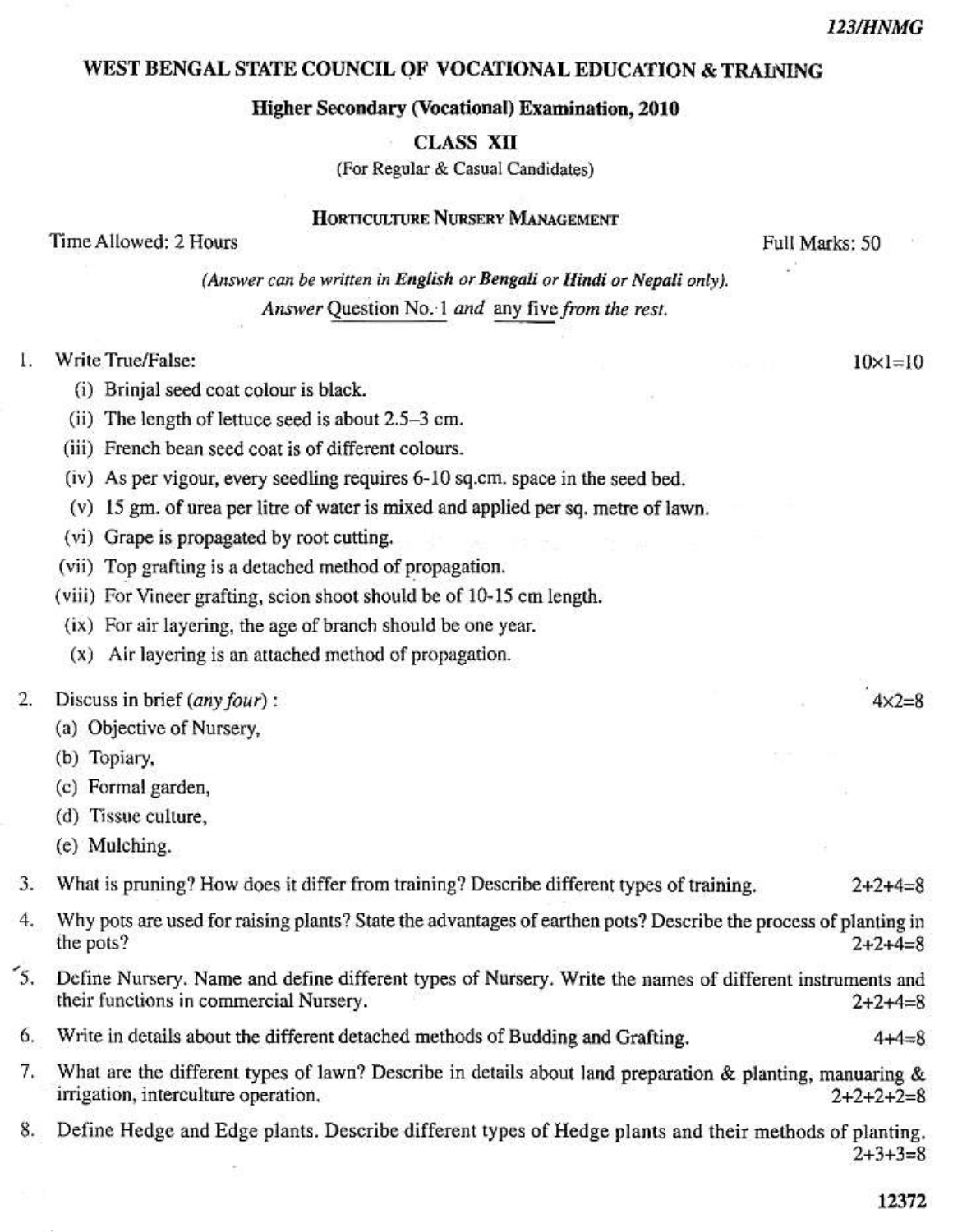123/HNMG

# WEST BENGAL STATE COUNCIL OF VOCATIONAL EDUCATION & TRAINING

## Higher Secondary (Vocational) Examination, 2010

### CLASS XII

(For Regular & Casual Candidates)

### HORTICULTURE NURSERY MANAGEMENT

Time Allowed: 2 Hours — Full Marks: 50

*(Answer can be written in **English** or **Bengali** or **Hindi** or **Nepali** only).*

*Answer* Question No. 1 *and* any five *from the rest.*

1. Write True/False: 10×1=10
   - (i) Brinjal seed coat colour is black.
   - (ii) The length of lettuce seed is about 2.5–3 cm.
   - (iii) French bean seed coat is of different colours.
   - (iv) As per vigour, every seedling requires 6-10 sq.cm. space in the seed bed.
   - (v) 15 gm. of urea per litre of water is mixed and applied per sq. metre of lawn.
   - (vi) Grape is propagated by root cutting.
   - (vii) Top grafting is a detached method of propagation.
   - (viii) For Vineer grafting, scion shoot should be of 10-15 cm length.
   - (ix) For air layering, the age of branch should be one year.
   - (x) Air layering is an attached method of propagation.

2. Discuss in brief (*any four*) : 4×2=8
   - (a) Objective of Nursery,
   - (b) Topiary,
   - (c) Formal garden,
   - (d) Tissue culture,
   - (e) Mulching.

3. What is pruning? How does it differ from training? Describe different types of training. 2+2+4=8

4. Why pots are used for raising plants? State the advantages of earthen pots? Describe the process of planting in the pots? 2+2+4=8

5. Define Nursery. Name and define different types of Nursery. Write the names of different instruments and their functions in commercial Nursery. 2+2+4=8

6. Write in details about the different detached methods of Budding and Grafting. 4+4=8

7. What are the different types of lawn? Describe in details about land preparation & planting, manuaring & irrigation, interculture operation. 2+2+2+2=8

8. Define Hedge and Edge plants. Describe different types of Hedge plants and their methods of planting. 2+3+3=8

12372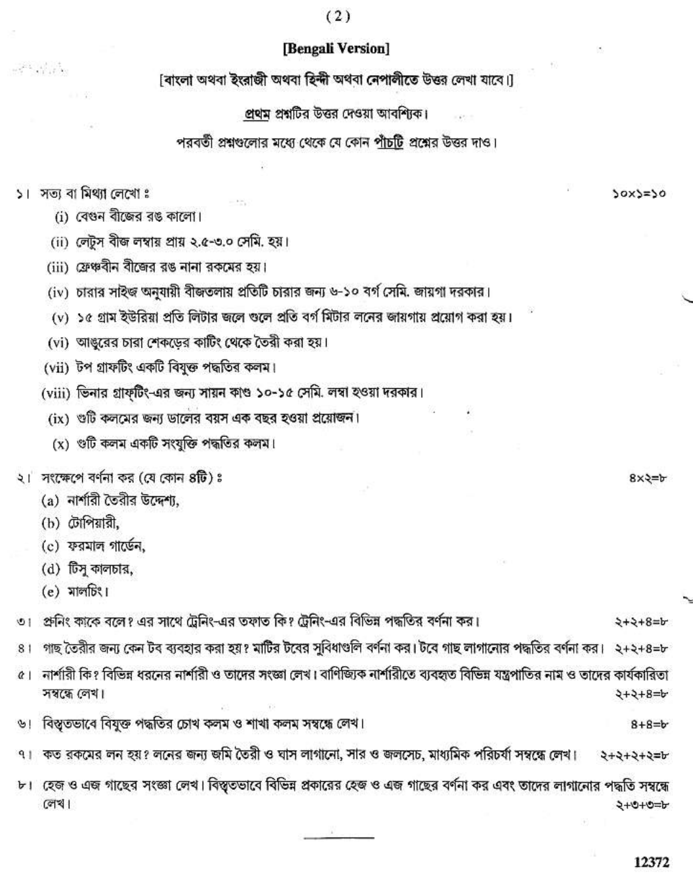## [Bengali Version]

[বাংলা অথবা ইংরাজী অথবা হিন্দী অথবা নেপালীতে উত্তর লেখা যাবে।]

প্রথম প্রশ্নটির উত্তর দেওয়া আবশ্যিক।

পরবর্তী প্রশ্নগুলোর মধ্যে থেকে যে কোন পাঁচটি প্রশ্নের উত্তর দাও।

১। সত্য বা মিথ্যা লেখো ঃ ১০×১=১০

(i) বেগুন বীজের রঙ কালো।

(ii) লেটুস বীজ লম্বায় প্রায় ২.৫-৩.০ সেমি. হয়।

(iii) ফ্রেঞ্চবীন বীজের রঙ নানা রকমের হয়।

(iv) চারার সাইজ অনুযায়ী বীজতলায় প্রতিটি চারার জন্য ৬-১০ বর্গ সেমি. জায়গা দরকার।

(v) ১৫ গ্রাম ইউরিয়া প্রতি লিটার জলে গুলে প্রতি বর্গ মিটার লনের জায়গায় প্রয়োগ করা হয়।

(vi) আঙুরের চারা শেকড়ের কাটিং থেকে তৈরী করা হয়।

(vii) টপ গ্রাফটিং একটি বিযুক্ত পদ্ধতির কলম।

(viii) ভিনার গ্রাফ্‌টিং-এর জন্য সায়ন কাণ্ড ১০-১৫ সেমি. লম্বা হওয়া দরকার।

(ix) গুটি কলমের জন্য ডালের বয়স এক বছর হওয়া প্রয়োজন।

(x) গুটি কলম একটি সংযুক্তি পদ্ধতির কলম।

২। সংক্ষেপে বর্ণনা কর (যে কোন ৪টি) ঃ ৪×২=৮

(a) নার্শারী তৈরীর উদ্দেশ্য,

(b) টোপিয়ারী,

(c) ফরমাল গার্ডেন,

(d) টিসু কালচার,

(e) মালচিং।

৩। প্রুনিং কাকে বলে? এর সাথে ট্রেনিং-এর তফাত কি? ট্রেনিং-এর বিভিন্ন পদ্ধতির বর্ণনা কর। ২+২+৪=৮

৪। গাছ তৈরীর জন্য কেন টব ব্যবহার করা হয়? মাটির টবের সুবিধাগুলি বর্ণনা কর। টবে গাছ লাগানোর পদ্ধতির বর্ণনা কর। ২+২+৪=৮

৫। নার্শারী কি? বিভিন্ন ধরনের নার্শারী ও তাদের সংজ্ঞা লেখ। বাণিজ্যিক নার্শারীতে ব্যবহৃত বিভিন্ন যন্ত্রপাতির নাম ও তাদের কার্যকারিতা সম্বন্ধে লেখ। ২+২+৪=৮

৬। বিস্তৃতভাবে বিযুক্ত পদ্ধতির চোখ কলম ও শাখা কলম সম্বন্ধে লেখ। ৪+৪=৮

৭। কত রকমের লন হয়? লনের জন্য জমি তৈরী ও ঘাস লাগানো, সার ও জলসেচ, মাধ্যমিক পরিচর্যা সম্বন্ধে লেখ। ২+২+২+২=৮

৮। হেজ ও এজ গাছের সংজ্ঞা লেখ। বিস্তৃতভাবে বিভিন্ন প্রকারের হেজ ও এজ গাছের বর্ণনা কর এবং তাদের লাগানোর পদ্ধতি সম্বন্ধে লেখ। ২+৩+৩=৮

12372